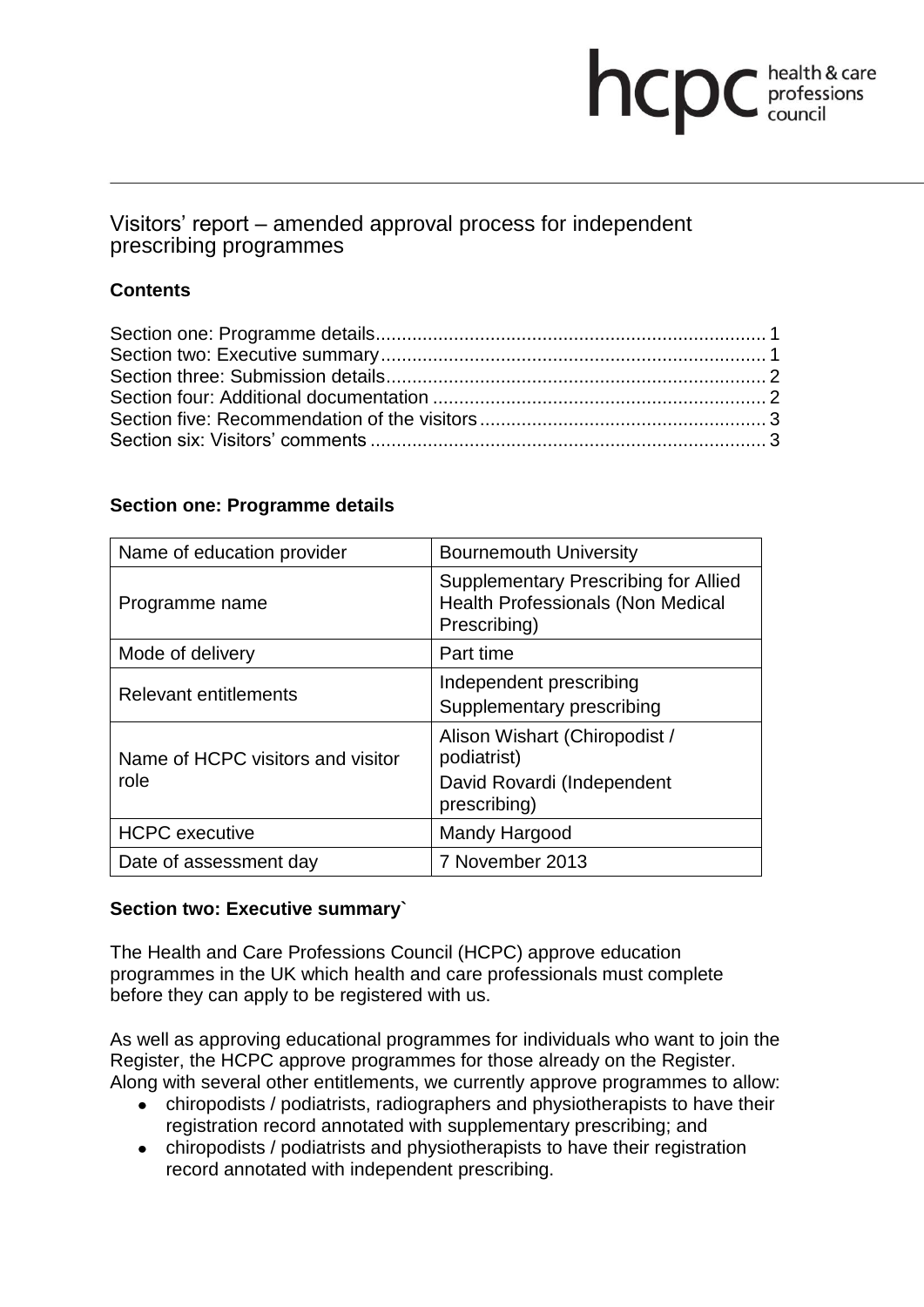# Visitors' report – amended approval process for independent prescribing programmes

## Contents

Section one: Programme details .......................................................................... 1
Section two: Executive summary ......................................................................... 1
Section three: Submission details ........................................................................ 2
Section four: Additional documentation ............................................................... 2
Section five: Recommendation of the visitors ...................................................... 3
Section six: Visitors' comments ........................................................................... 3

## Section one: Programme details

| | |
|---|---|
| Name of education provider | Bournemouth University |
| Programme name | Supplementary Prescribing for Allied Health Professionals (Non Medical Prescribing) |
| Mode of delivery | Part time |
| Relevant entitlements | Independent prescribing<br>Supplementary prescribing |
| Name of HCPC visitors and visitor role | Alison Wishart (Chiropodist / podiatrist)<br>David Rovardi (Independent prescribing) |
| HCPC executive | Mandy Hargood |
| Date of assessment day | 7 November 2013 |

## Section two: Executive summary`

The Health and Care Professions Council (HCPC) approve education programmes in the UK which health and care professionals must complete before they can apply to be registered with us.

As well as approving educational programmes for individuals who want to join the Register, the HCPC approve programmes for those already on the Register. Along with several other entitlements, we currently approve programmes to allow:

- chiropodists / podiatrists, radiographers and physiotherapists to have their registration record annotated with supplementary prescribing; and
- chiropodists / podiatrists and physiotherapists to have their registration record annotated with independent prescribing.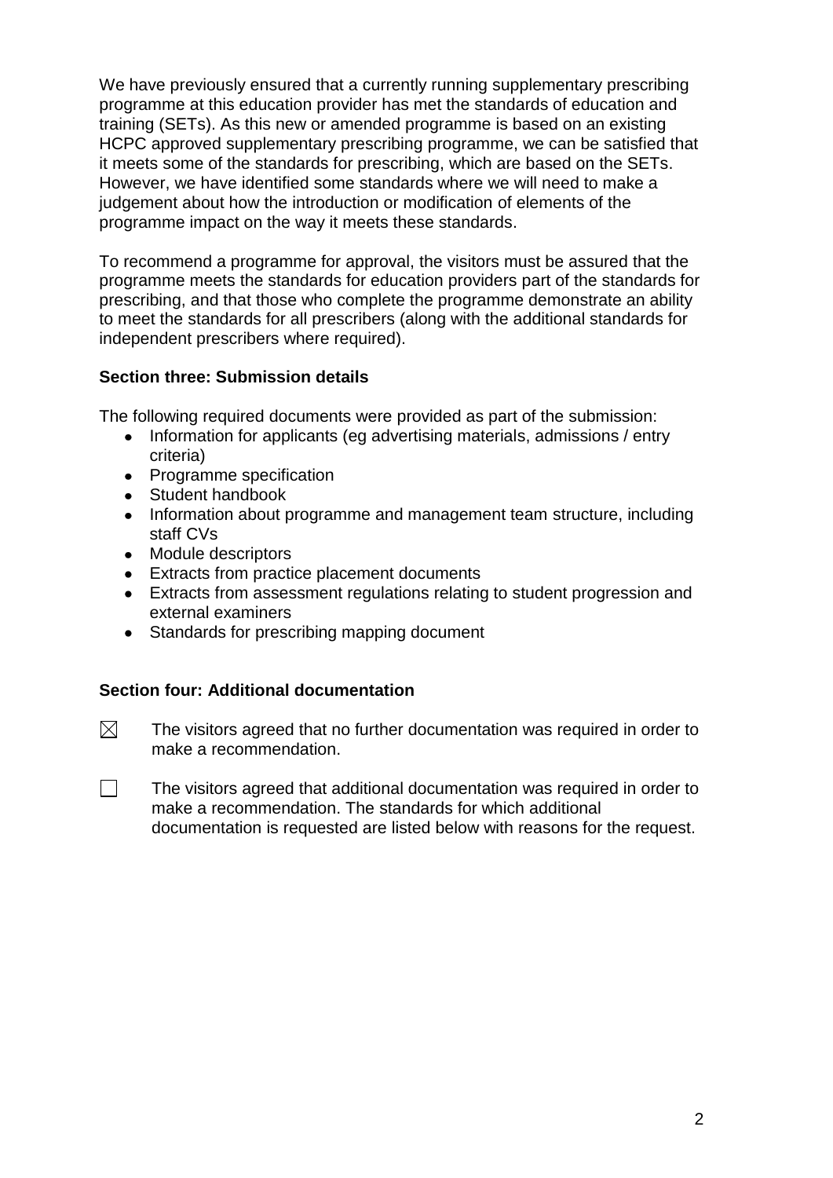We have previously ensured that a currently running supplementary prescribing programme at this education provider has met the standards of education and training (SETs). As this new or amended programme is based on an existing HCPC approved supplementary prescribing programme, we can be satisfied that it meets some of the standards for prescribing, which are based on the SETs. However, we have identified some standards where we will need to make a judgement about how the introduction or modification of elements of the programme impact on the way it meets these standards.

To recommend a programme for approval, the visitors must be assured that the programme meets the standards for education providers part of the standards for prescribing, and that those who complete the programme demonstrate an ability to meet the standards for all prescribers (along with the additional standards for independent prescribers where required).

**Section three: Submission details**

The following required documents were provided as part of the submission:

- Information for applicants (eg advertising materials, admissions / entry criteria)
- Programme specification
- Student handbook
- Information about programme and management team structure, including staff CVs
- Module descriptors
- Extracts from practice placement documents
- Extracts from assessment regulations relating to student progression and external examiners
- Standards for prescribing mapping document

**Section four: Additional documentation**

☒ The visitors agreed that no further documentation was required in order to make a recommendation.

☐ The visitors agreed that additional documentation was required in order to make a recommendation. The standards for which additional documentation is requested are listed below with reasons for the request.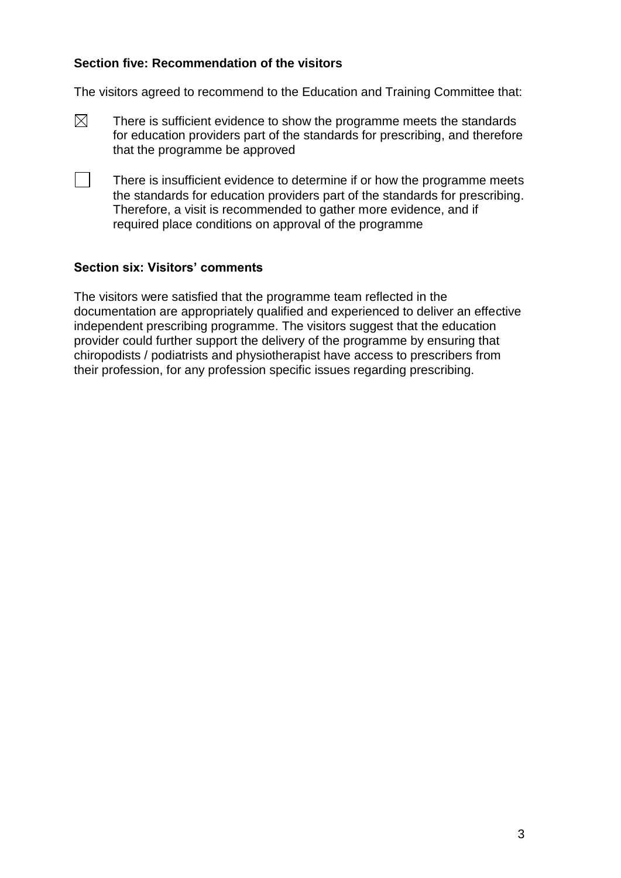**Section five: Recommendation of the visitors**

The visitors agreed to recommend to the Education and Training Committee that:

☒ There is sufficient evidence to show the programme meets the standards for education providers part of the standards for prescribing, and therefore that the programme be approved

☐ There is insufficient evidence to determine if or how the programme meets the standards for education providers part of the standards for prescribing. Therefore, a visit is recommended to gather more evidence, and if required place conditions on approval of the programme

**Section six: Visitors' comments**

The visitors were satisfied that the programme team reflected in the documentation are appropriately qualified and experienced to deliver an effective independent prescribing programme. The visitors suggest that the education provider could further support the delivery of the programme by ensuring that chiropodists / podiatrists and physiotherapist have access to prescribers from their profession, for any profession specific issues regarding prescribing.